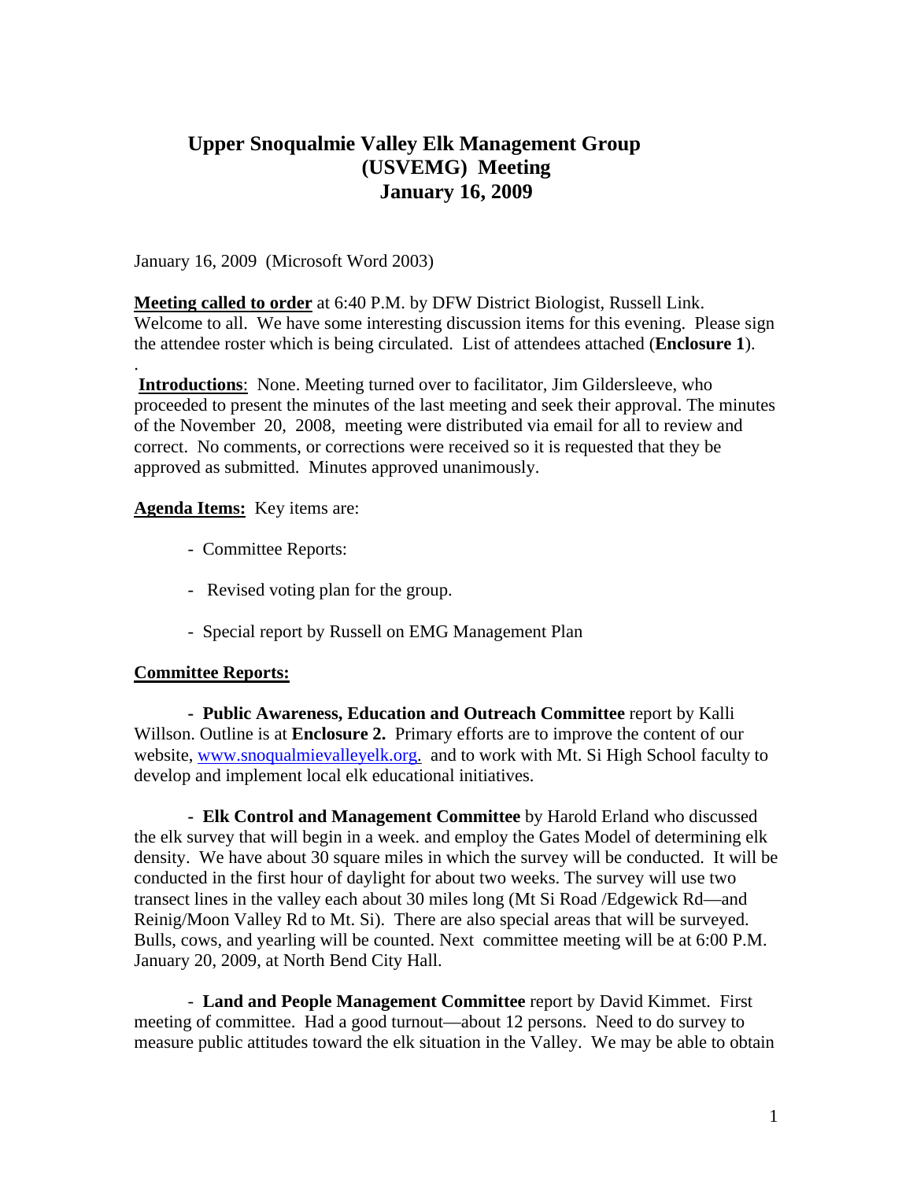# Upper Snoqualmie Valley Elk Management Group (USVEMG) Meeting January 16, 2009

January 16, 2009 (Microsoft Word 2003)

**Meeting called to order** at 6:40 P.M. by DFW District Biologist, Russell Link. Welcome to all. We have some interesting discussion items for this evening. Please sign the attendee roster which is being circulated. List of attendees attached (**Enclosure 1**).

.

**Introductions**: None. Meeting turned over to facilitator, Jim Gildersleeve, who proceeded to present the minutes of the last meeting and seek their approval. The minutes of the November 20, 2008, meeting were distributed via email for all to review and correct. No comments, or corrections were received so it is requested that they be approved as submitted. Minutes approved unanimously.

**Agenda Items:** Key items are:

- Committee Reports:
- Revised voting plan for the group.
- Special report by Russell on EMG Management Plan

**Committee Reports:**

- **Public Awareness, Education and Outreach Committee** report by Kalli Willson. Outline is at **Enclosure 2.** Primary efforts are to improve the content of our website, www.snoqualmievalleyelk.org. and to work with Mt. Si High School faculty to develop and implement local elk educational initiatives.

- **Elk Control and Management Committee** by Harold Erland who discussed the elk survey that will begin in a week. and employ the Gates Model of determining elk density. We have about 30 square miles in which the survey will be conducted. It will be conducted in the first hour of daylight for about two weeks. The survey will use two transect lines in the valley each about 30 miles long (Mt Si Road /Edgewick Rd—and Reinig/Moon Valley Rd to Mt. Si). There are also special areas that will be surveyed. Bulls, cows, and yearling will be counted. Next committee meeting will be at 6:00 P.M. January 20, 2009, at North Bend City Hall.

- **Land and People Management Committee** report by David Kimmet. First meeting of committee. Had a good turnout—about 12 persons. Need to do survey to measure public attitudes toward the elk situation in the Valley. We may be able to obtain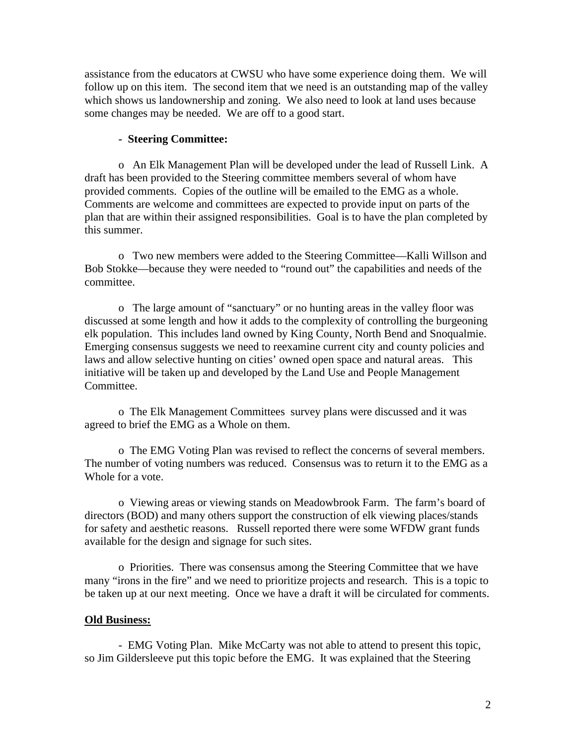assistance from the educators at CWSU who have some experience doing them. We will follow up on this item. The second item that we need is an outstanding map of the valley which shows us landownership and zoning. We also need to look at land uses because some changes may be needed. We are off to a good start.

- **Steering Committee:**

  - An Elk Management Plan will be developed under the lead of Russell Link. A draft has been provided to the Steering committee members several of whom have provided comments. Copies of the outline will be emailed to the EMG as a whole. Comments are welcome and committees are expected to provide input on parts of the plan that are within their assigned responsibilities. Goal is to have the plan completed by this summer.

  - Two new members were added to the Steering Committee—Kalli Willson and Bob Stokke—because they were needed to "round out" the capabilities and needs of the committee.

  - The large amount of "sanctuary" or no hunting areas in the valley floor was discussed at some length and how it adds to the complexity of controlling the burgeoning elk population. This includes land owned by King County, North Bend and Snoqualmie. Emerging consensus suggests we need to reexamine current city and county policies and laws and allow selective hunting on cities' owned open space and natural areas. This initiative will be taken up and developed by the Land Use and People Management Committee.

  - The Elk Management Committees survey plans were discussed and it was agreed to brief the EMG as a Whole on them.

  - The EMG Voting Plan was revised to reflect the concerns of several members. The number of voting numbers was reduced. Consensus was to return it to the EMG as a Whole for a vote.

  - Viewing areas or viewing stands on Meadowbrook Farm. The farm's board of directors (BOD) and many others support the construction of elk viewing places/stands for safety and aesthetic reasons. Russell reported there were some WFDW grant funds available for the design and signage for such sites.

  - Priorities. There was consensus among the Steering Committee that we have many "irons in the fire" and we need to prioritize projects and research. This is a topic to be taken up at our next meeting. Once we have a draft it will be circulated for comments.

**Old Business:**

- EMG Voting Plan. Mike McCarty was not able to attend to present this topic, so Jim Gildersleeve put this topic before the EMG. It was explained that the Steering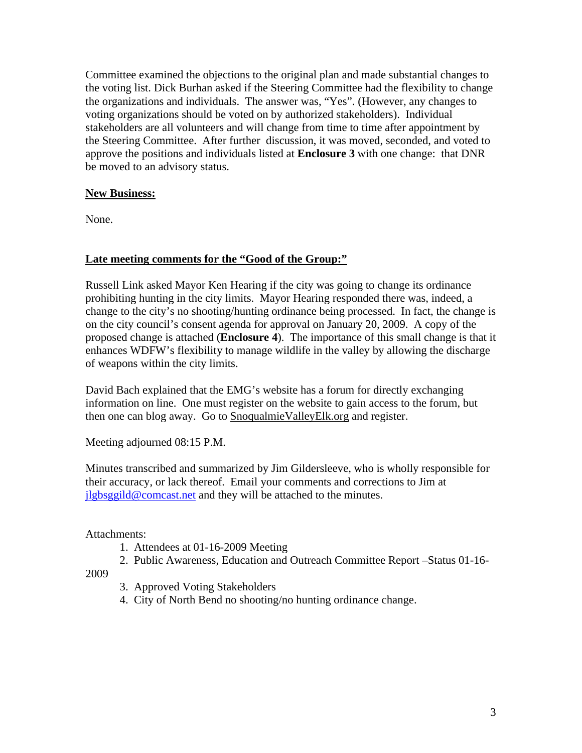Committee examined the objections to the original plan and made substantial changes to the voting list. Dick Burhan asked if the Steering Committee had the flexibility to change the organizations and individuals. The answer was, "Yes". (However, any changes to voting organizations should be voted on by authorized stakeholders). Individual stakeholders are all volunteers and will change from time to time after appointment by the Steering Committee. After further discussion, it was moved, seconded, and voted to approve the positions and individuals listed at **Enclosure 3** with one change: that DNR be moved to an advisory status.

**New Business:**

None.

**Late meeting comments for the "Good of the Group:"**

Russell Link asked Mayor Ken Hearing if the city was going to change its ordinance prohibiting hunting in the city limits. Mayor Hearing responded there was, indeed, a change to the city's no shooting/hunting ordinance being processed. In fact, the change is on the city council's consent agenda for approval on January 20, 2009. A copy of the proposed change is attached (**Enclosure 4**). The importance of this small change is that it enhances WDFW's flexibility to manage wildlife in the valley by allowing the discharge of weapons within the city limits.

David Bach explained that the EMG's website has a forum for directly exchanging information on line. One must register on the website to gain access to the forum, but then one can blog away. Go to SnoqualmieValleyElk.org and register.

Meeting adjourned 08:15 P.M.

Minutes transcribed and summarized by Jim Gildersleeve, who is wholly responsible for their accuracy, or lack thereof. Email your comments and corrections to Jim at jlgbsggild@comcast.net and they will be attached to the minutes.

Attachments:

1. Attendees at 01-16-2009 Meeting
2. Public Awareness, Education and Outreach Committee Report –Status 01-16-2009
3. Approved Voting Stakeholders
4. City of North Bend no shooting/no hunting ordinance change.